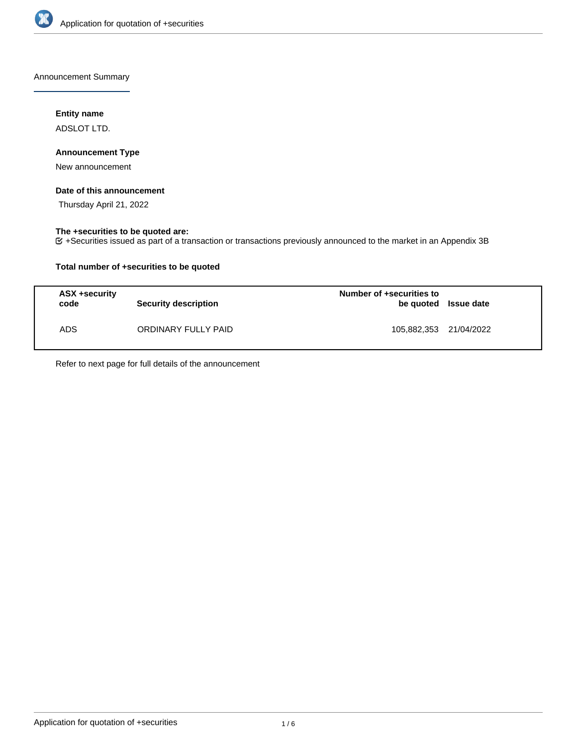Announcement Summary

**Entity name**

ADSLOT LTD.

**Announcement Type**

New announcement

**Date of this announcement**

Thursday April 21, 2022

**The +securities to be quoted are:**

+Securities issued as part of a transaction or transactions previously announced to the market in an Appendix 3B

**Total number of +securities to be quoted**

| ASX +security code | Security description | Number of +securities to be quoted | Issue date |
|---|---|---|---|
| ADS | ORDINARY FULLY PAID | 105,882,353 | 21/04/2022 |

Refer to next page for full details of the announcement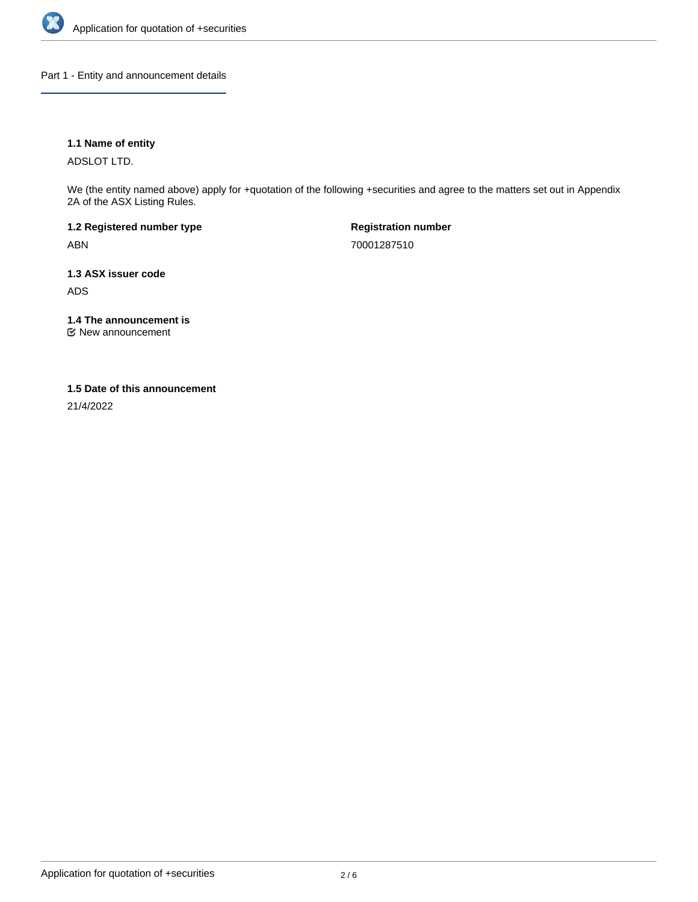## Part 1 - Entity and announcement details

**1.1 Name of entity**

ADSLOT LTD.

We (the entity named above) apply for +quotation of the following +securities and agree to the matters set out in Appendix 2A of the ASX Listing Rules.

**1.2 Registered number type**

ABN

**Registration number**

70001287510

**1.3 ASX issuer code**

ADS

**1.4 The announcement is**

☑ New announcement

**1.5 Date of this announcement**

21/4/2022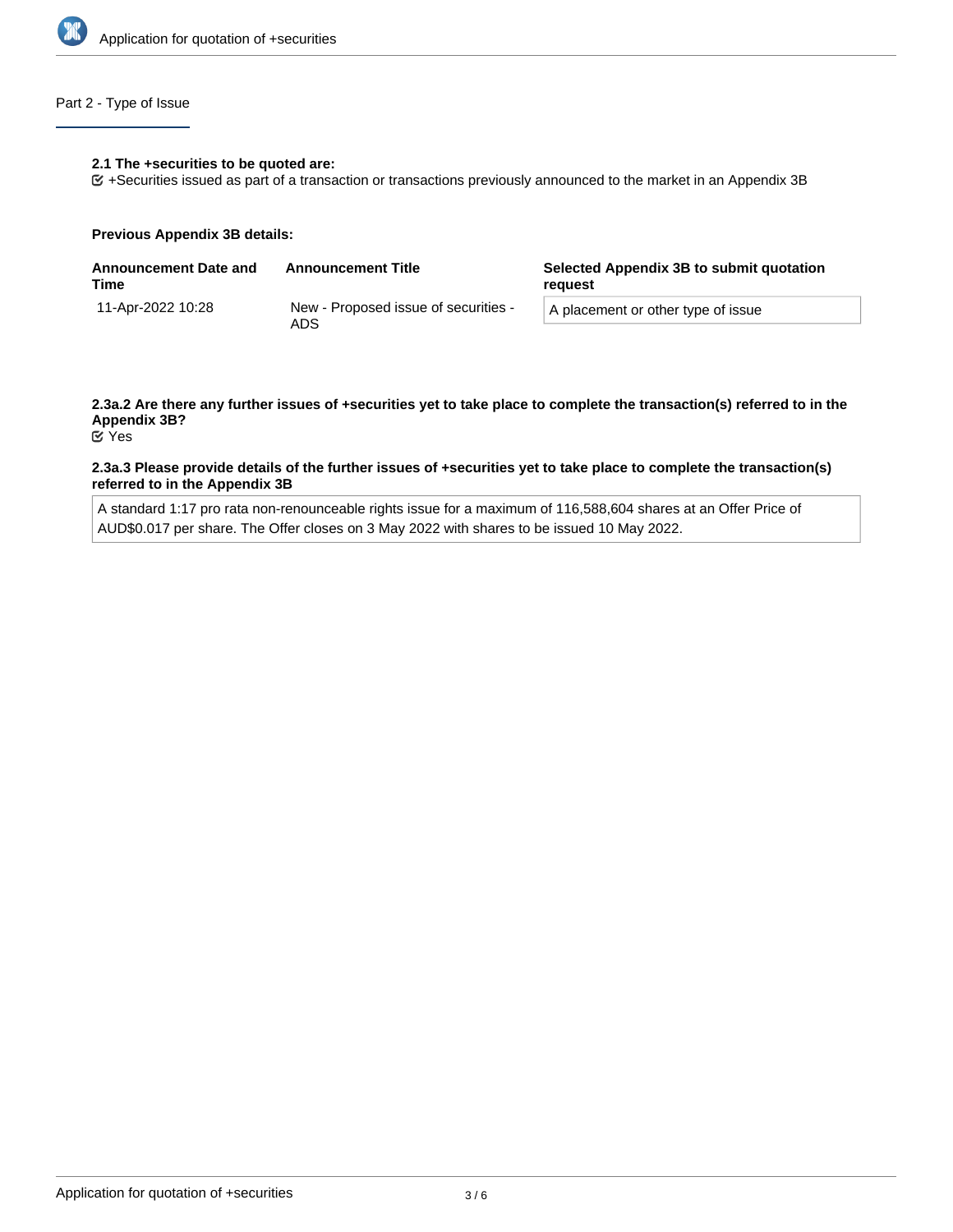Part 2 - Type of Issue

**2.1 The +securities to be quoted are:**

☑ +Securities issued as part of a transaction or transactions previously announced to the market in an Appendix 3B

**Previous Appendix 3B details:**

| Announcement Date and Time | Announcement Title | Selected Appendix 3B to submit quotation request |
| --- | --- | --- |
| 11-Apr-2022 10:28 | New - Proposed issue of securities - ADS | A placement or other type of issue |

**2.3a.2 Are there any further issues of +securities yet to take place to complete the transaction(s) referred to in the Appendix 3B?**

☑ Yes

**2.3a.3 Please provide details of the further issues of +securities yet to take place to complete the transaction(s) referred to in the Appendix 3B**

A standard 1:17 pro rata non-renounceable rights issue for a maximum of 116,588,604 shares at an Offer Price of AUD$0.017 per share. The Offer closes on 3 May 2022 with shares to be issued 10 May 2022.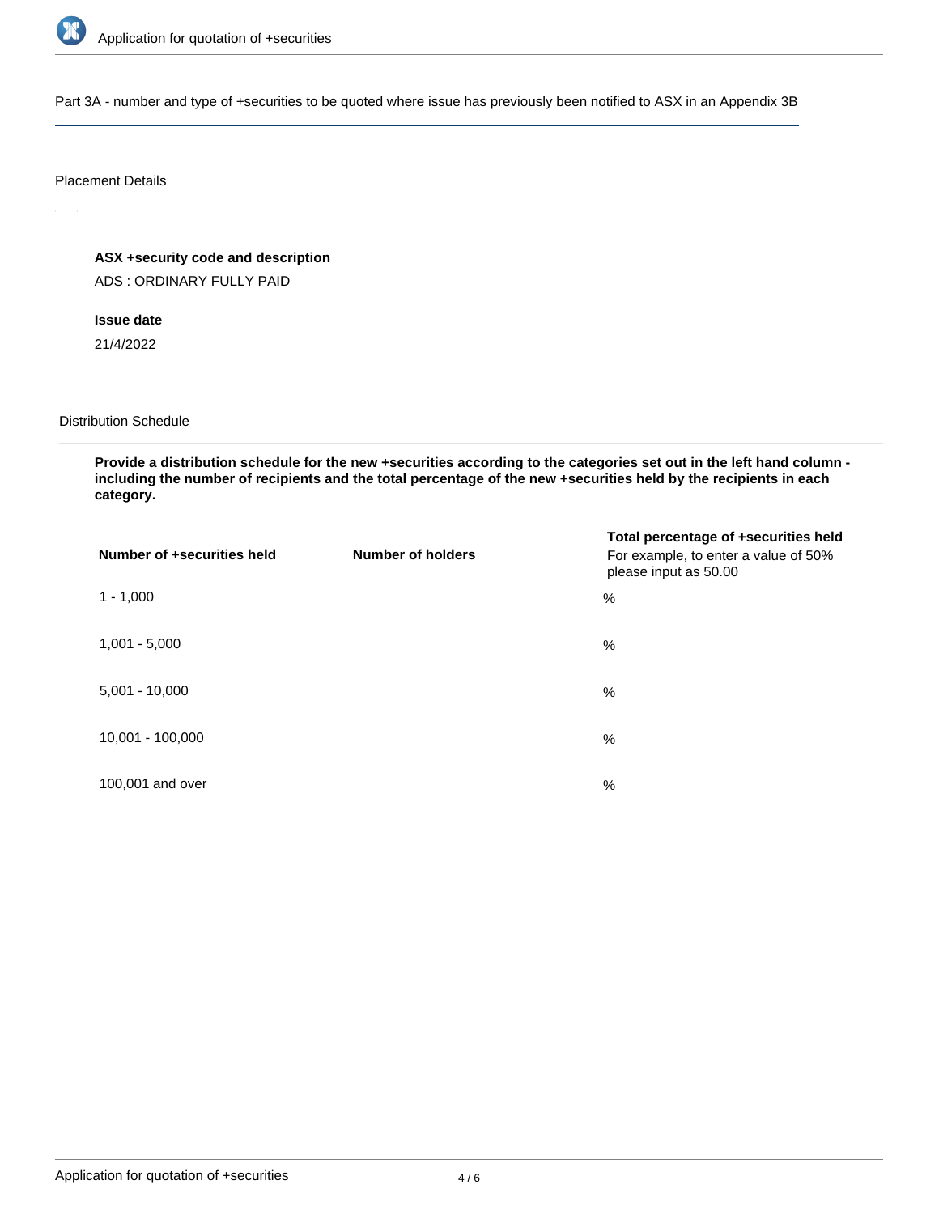Part 3A - number and type of +securities to be quoted where issue has previously been notified to ASX in an Appendix 3B

Placement Details

**ASX +security code and description**

ADS : ORDINARY FULLY PAID

**Issue date**

21/4/2022

Distribution Schedule

**Provide a distribution schedule for the new +securities according to the categories set out in the left hand column - including the number of recipients and the total percentage of the new +securities held by the recipients in each category.**

| Number of +securities held | Number of holders | Total percentage of +securities held For example, to enter a value of 50% please input as 50.00 |
| --- | --- | --- |
| 1 - 1,000 | | % |
| 1,001 - 5,000 | | % |
| 5,001 - 10,000 | | % |
| 10,001 - 100,000 | | % |
| 100,001 and over | | % |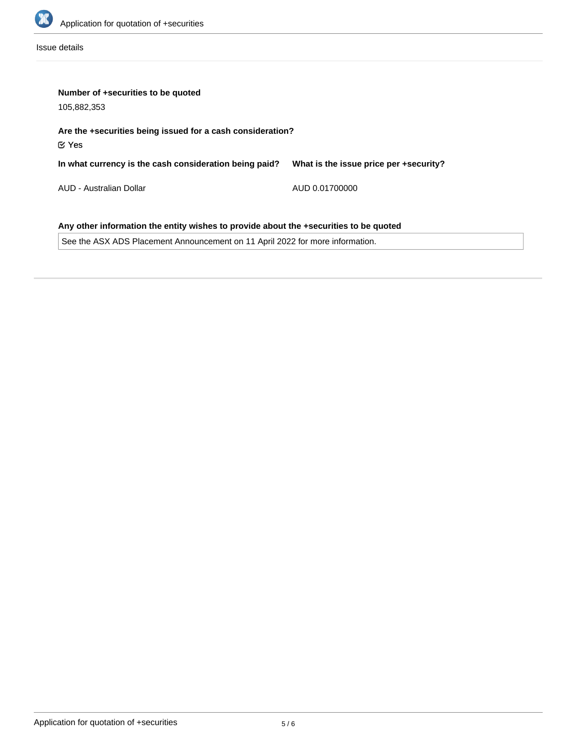Issue details

**Number of +securities to be quoted**

105,882,353

**Are the +securities being issued for a cash consideration?**

☑ Yes

| In what currency is the cash consideration being paid? | What is the issue price per +security? |
| --- | --- |
| AUD - Australian Dollar | AUD 0.01700000 |

**Any other information the entity wishes to provide about the +securities to be quoted**

See the ASX ADS Placement Announcement on 11 April 2022 for more information.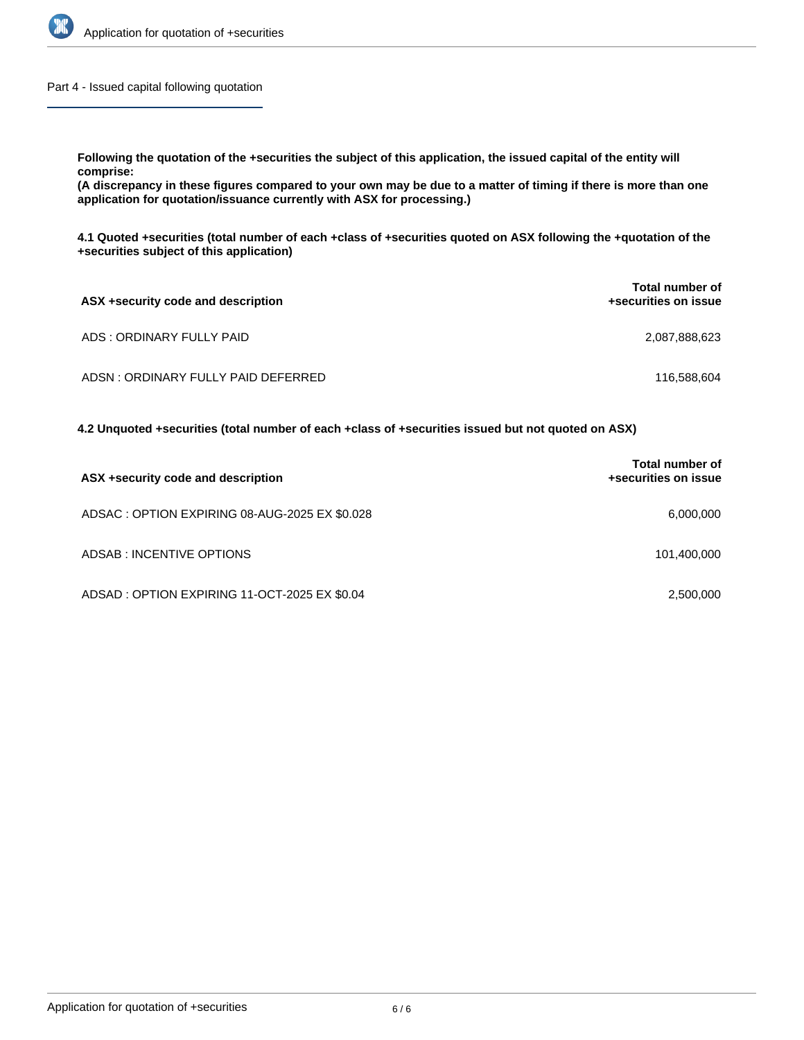## Part 4 - Issued capital following quotation

**Following the quotation of the +securities the subject of this application, the issued capital of the entity will comprise:**
**(A discrepancy in these figures compared to your own may be due to a matter of timing if there is more than one application for quotation/issuance currently with ASX for processing.)**

**4.1 Quoted +securities (total number of each +class of +securities quoted on ASX following the +quotation of the +securities subject of this application)**

| ASX +security code and description | Total number of +securities on issue |
|---|---|
| ADS : ORDINARY FULLY PAID | 2,087,888,623 |
| ADSN : ORDINARY FULLY PAID DEFERRED | 116,588,604 |

**4.2 Unquoted +securities (total number of each +class of +securities issued but not quoted on ASX)**

| ASX +security code and description | Total number of +securities on issue |
|---|---|
| ADSAC : OPTION EXPIRING 08-AUG-2025 EX $0.028 | 6,000,000 |
| ADSAB : INCENTIVE OPTIONS | 101,400,000 |
| ADSAD : OPTION EXPIRING 11-OCT-2025 EX $0.04 | 2,500,000 |